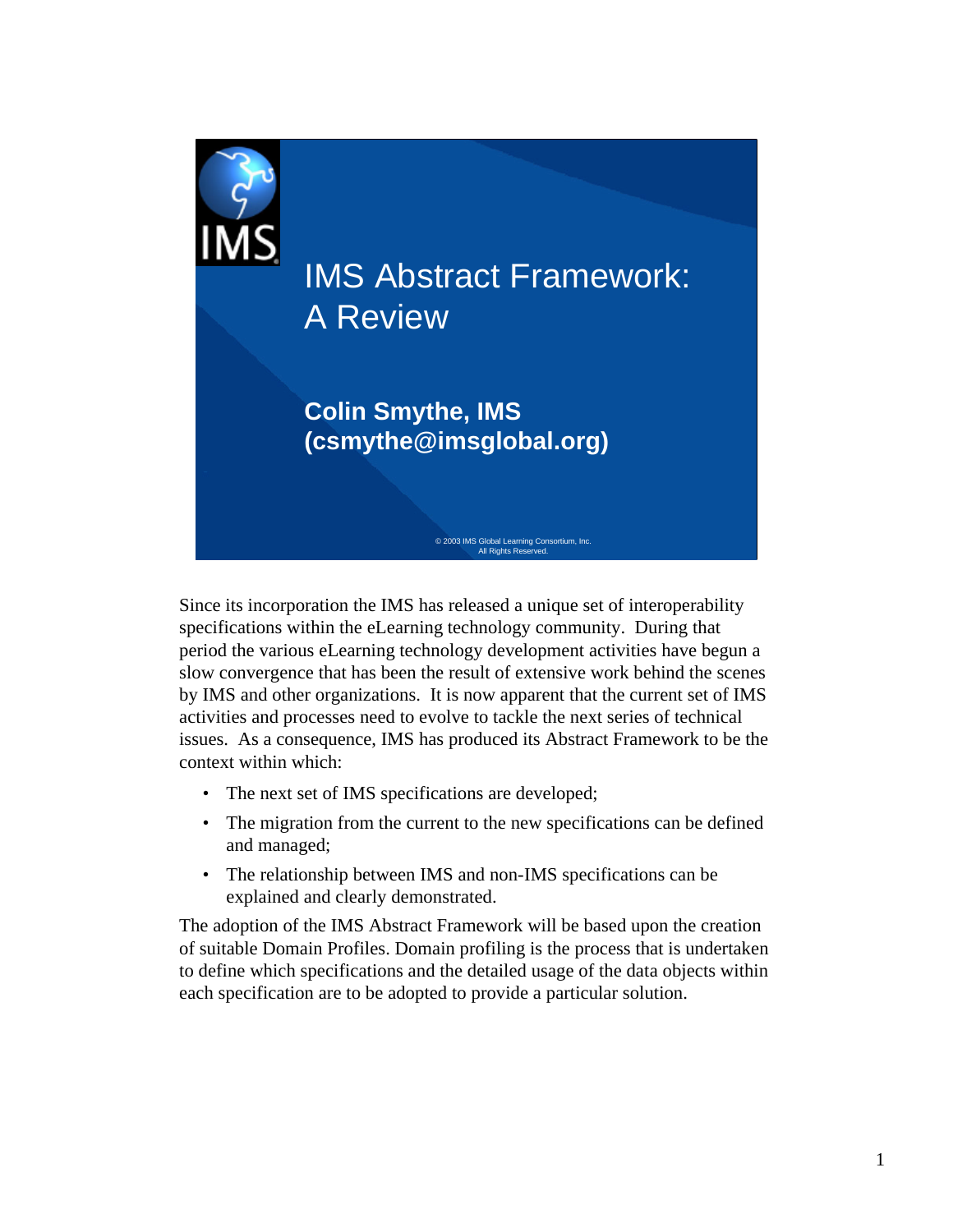# IMS Abstract Framework: A Review

**Colin Smythe, IMS (csmythe@imsglobal.org)**

© 2003 IMS Global Learning Consortium, Inc. All Rights Reserved.

Since its incorporation the IMS has released a unique set of interoperability specifications within the eLearning technology community. During that period the various eLearning technology development activities have begun a slow convergence that has been the result of extensive work behind the scenes by IMS and other organizations. It is now apparent that the current set of IMS activities and processes need to evolve to tackle the next series of technical issues. As a consequence, IMS has produced its Abstract Framework to be the context within which:

- The next set of IMS specifications are developed;
- The migration from the current to the new specifications can be defined and managed;
- The relationship between IMS and non-IMS specifications can be explained and clearly demonstrated.

The adoption of the IMS Abstract Framework will be based upon the creation of suitable Domain Profiles. Domain profiling is the process that is undertaken to define which specifications and the detailed usage of the data objects within each specification are to be adopted to provide a particular solution.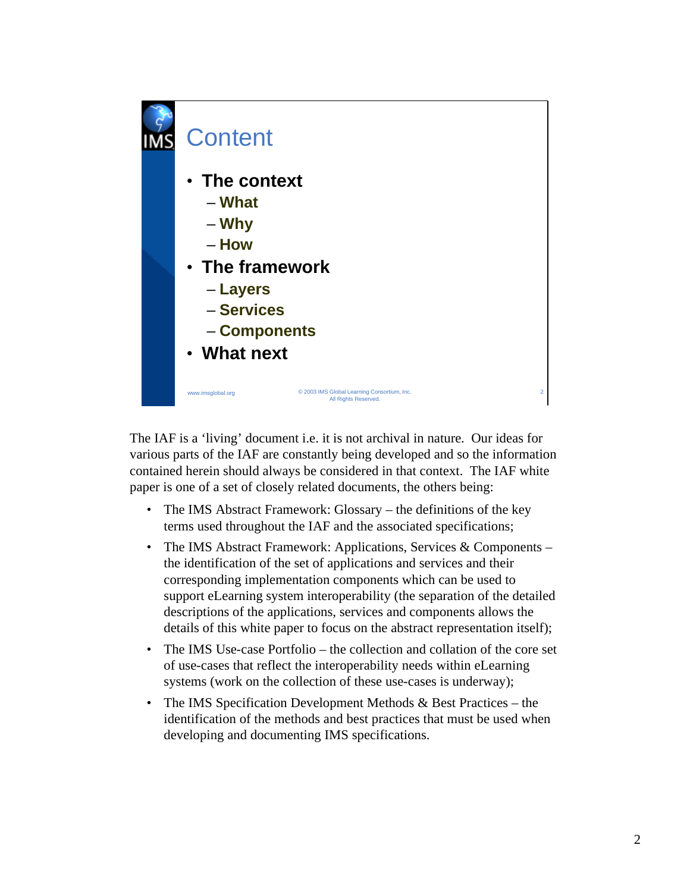## Content

- **The context**
  - What
  - Why
  - How
- **The framework**
  - Layers
  - Services
  - Components
- **What next**

www.imsglobal.org © 2003 IMS Global Learning Consortium, Inc. All Rights Reserved.

The IAF is a 'living' document i.e. it is not archival in nature. Our ideas for various parts of the IAF are constantly being developed and so the information contained herein should always be considered in that context. The IAF white paper is one of a set of closely related documents, the others being:

- The IMS Abstract Framework: Glossary – the definitions of the key terms used throughout the IAF and the associated specifications;
- The IMS Abstract Framework: Applications, Services & Components – the identification of the set of applications and services and their corresponding implementation components which can be used to support eLearning system interoperability (the separation of the detailed descriptions of the applications, services and components allows the details of this white paper to focus on the abstract representation itself);
- The IMS Use-case Portfolio – the collection and collation of the core set of use-cases that reflect the interoperability needs within eLearning systems (work on the collection of these use-cases is underway);
- The IMS Specification Development Methods & Best Practices – the identification of the methods and best practices that must be used when developing and documenting IMS specifications.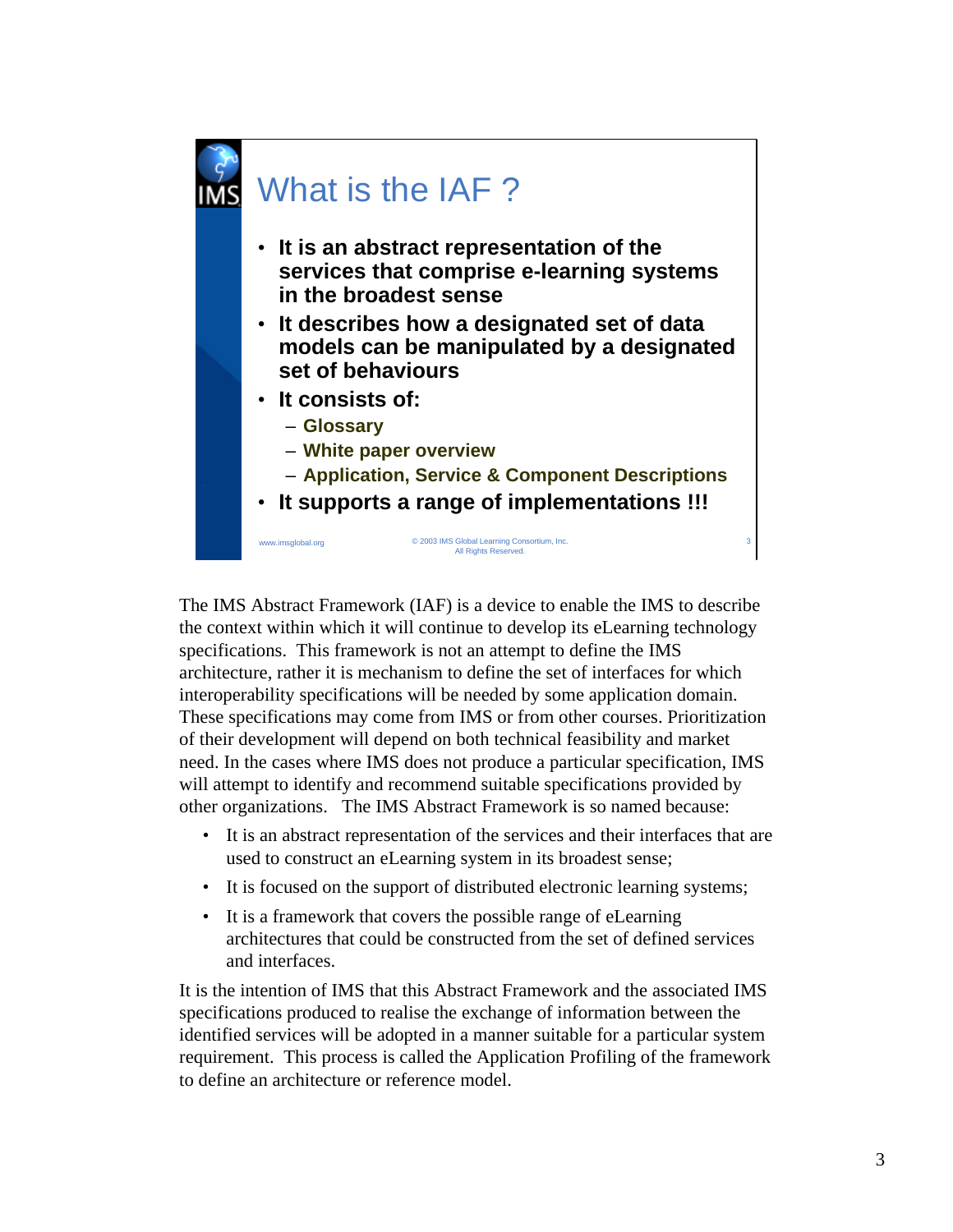## What is the IAF ?

- **It is an abstract representation of the services that comprise e-learning systems in the broadest sense**
- **It describes how a designated set of data models can be manipulated by a designated set of behaviours**
- **It consists of:**
  - **Glossary**
  - **White paper overview**
  - **Application, Service & Component Descriptions**
- **It supports a range of implementations !!!**

www.imsglobal.org © 2003 IMS Global Learning Consortium, Inc. All Rights Reserved.

The IMS Abstract Framework (IAF) is a device to enable the IMS to describe the context within which it will continue to develop its eLearning technology specifications. This framework is not an attempt to define the IMS architecture, rather it is mechanism to define the set of interfaces for which interoperability specifications will be needed by some application domain. These specifications may come from IMS or from other courses. Prioritization of their development will depend on both technical feasibility and market need. In the cases where IMS does not produce a particular specification, IMS will attempt to identify and recommend suitable specifications provided by other organizations. The IMS Abstract Framework is so named because:

- It is an abstract representation of the services and their interfaces that are used to construct an eLearning system in its broadest sense;
- It is focused on the support of distributed electronic learning systems;
- It is a framework that covers the possible range of eLearning architectures that could be constructed from the set of defined services and interfaces.

It is the intention of IMS that this Abstract Framework and the associated IMS specifications produced to realise the exchange of information between the identified services will be adopted in a manner suitable for a particular system requirement. This process is called the Application Profiling of the framework to define an architecture or reference model.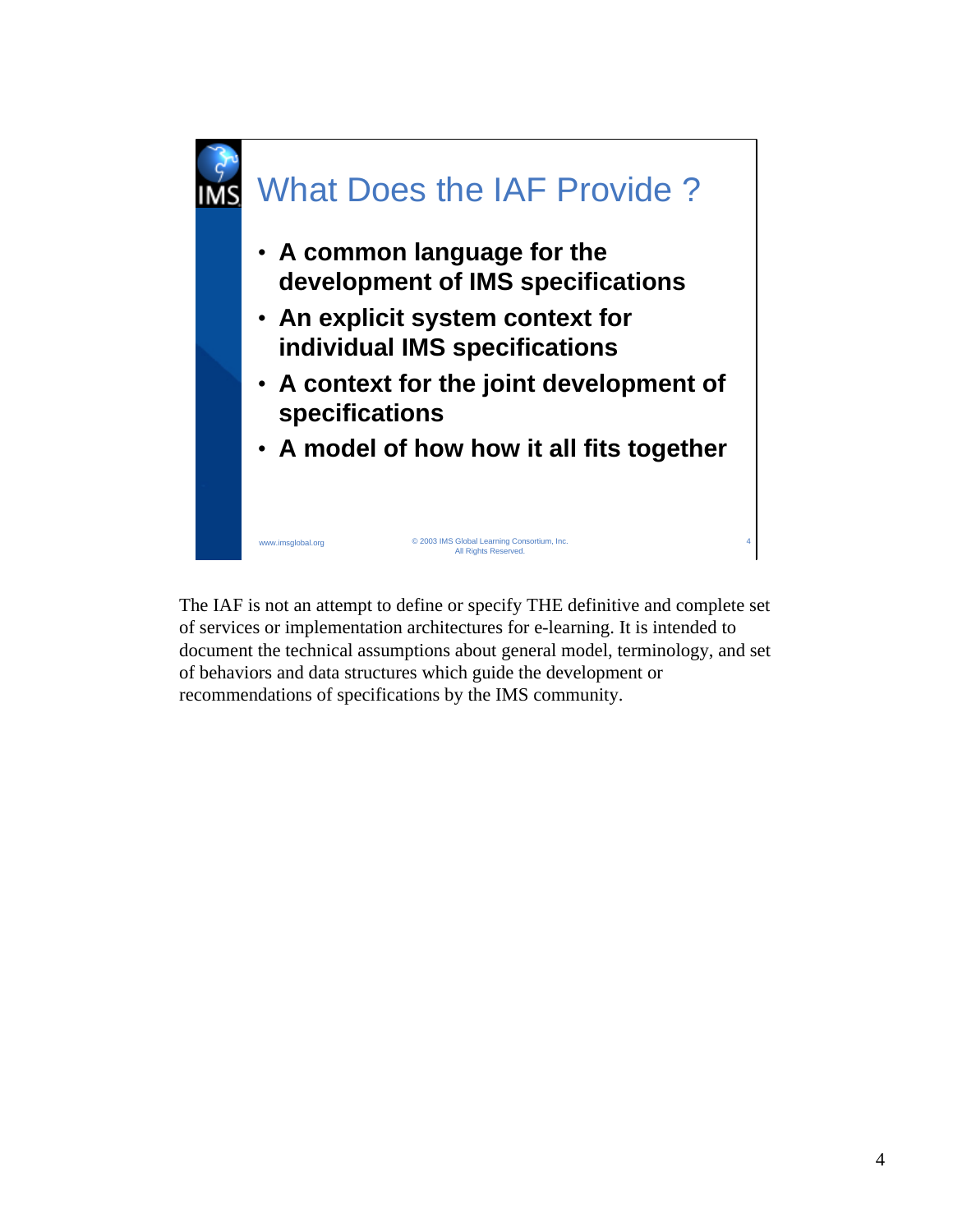## What Does the IAF Provide ?

- **A common language for the development of IMS specifications**
- **An explicit system context for individual IMS specifications**
- **A context for the joint development of specifications**
- **A model of how how it all fits together**

www.imsglobal.org © 2003 IMS Global Learning Consortium, Inc. All Rights Reserved.

The IAF is not an attempt to define or specify THE definitive and complete set of services or implementation architectures for e-learning. It is intended to document the technical assumptions about general model, terminology, and set of behaviors and data structures which guide the development or recommendations of specifications by the IMS community.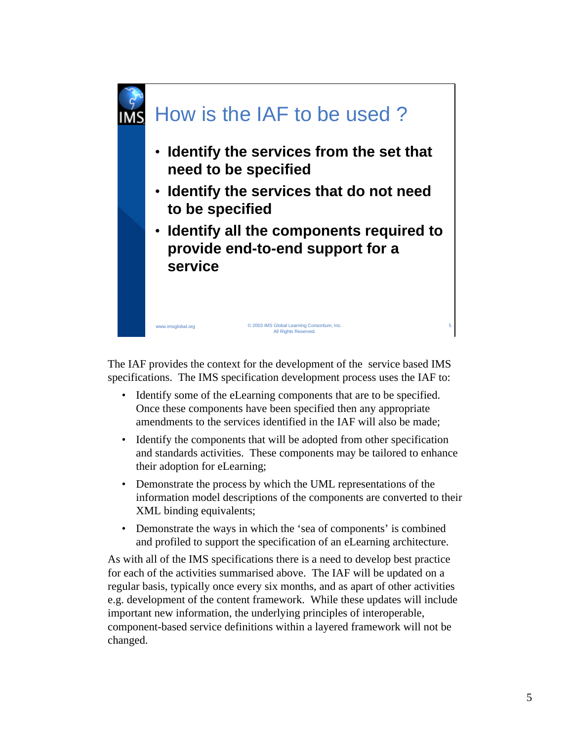## How is the IAF to be used ?

- **Identify the services from the set that need to be specified**
- **Identify the services that do not need to be specified**
- **Identify all the components required to provide end-to-end support for a service**

www.imsglobal.org © 2003 IMS Global Learning Consortium, Inc. All Rights Reserved.

The IAF provides the context for the development of the service based IMS specifications. The IMS specification development process uses the IAF to:

- Identify some of the eLearning components that are to be specified. Once these components have been specified then any appropriate amendments to the services identified in the IAF will also be made;
- Identify the components that will be adopted from other specification and standards activities. These components may be tailored to enhance their adoption for eLearning;
- Demonstrate the process by which the UML representations of the information model descriptions of the components are converted to their XML binding equivalents;
- Demonstrate the ways in which the 'sea of components' is combined and profiled to support the specification of an eLearning architecture.

As with all of the IMS specifications there is a need to develop best practice for each of the activities summarised above. The IAF will be updated on a regular basis, typically once every six months, and as apart of other activities e.g. development of the content framework. While these updates will include important new information, the underlying principles of interoperable, component-based service definitions within a layered framework will not be changed.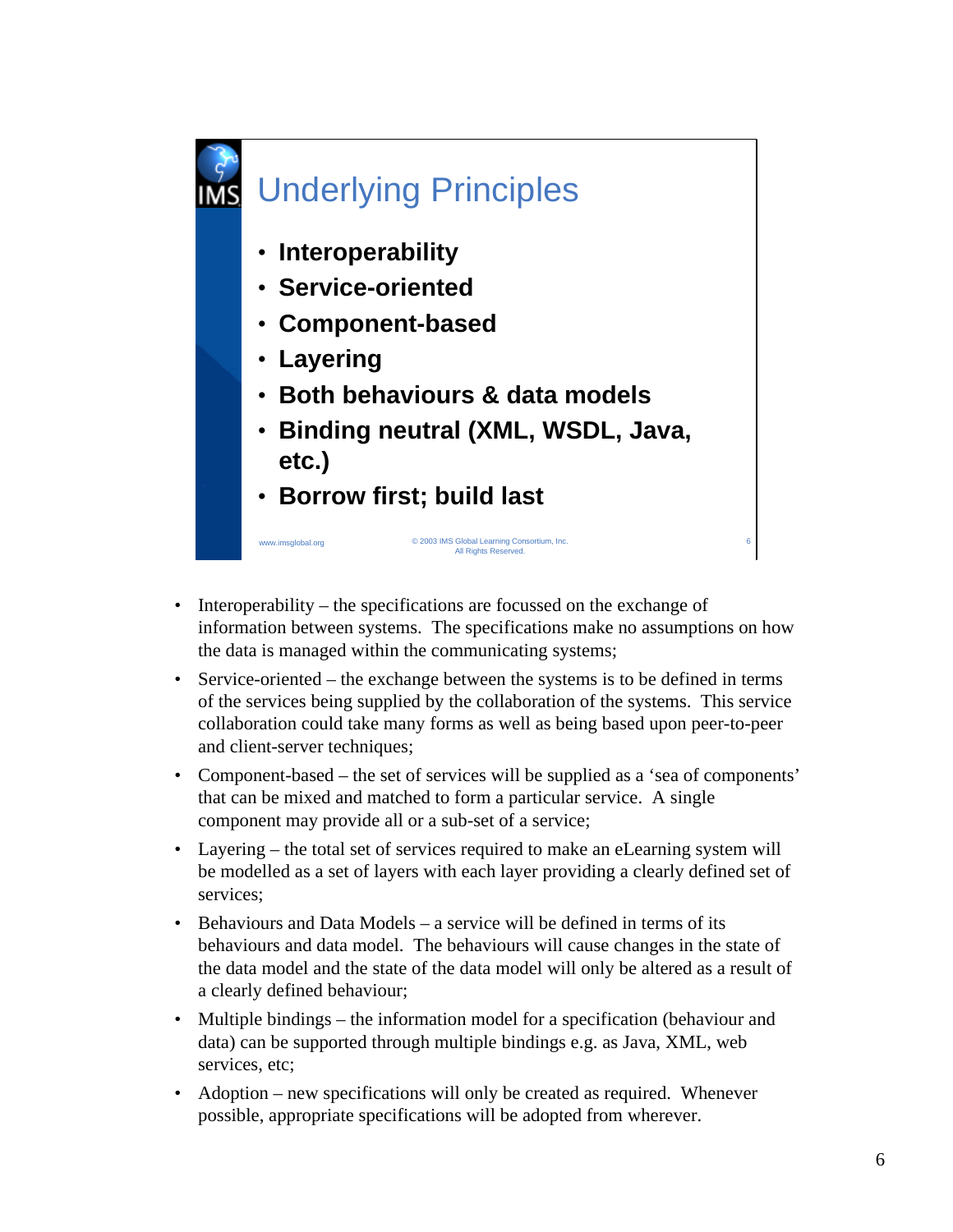## Underlying Principles

- **Interoperability**
- **Service-oriented**
- **Component-based**
- **Layering**
- **Both behaviours & data models**
- **Binding neutral (XML, WSDL, Java, etc.)**
- **Borrow first; build last**

www.imsglobal.org © 2003 IMS Global Learning Consortium, Inc. All Rights Reserved.

- Interoperability – the specifications are focussed on the exchange of information between systems. The specifications make no assumptions on how the data is managed within the communicating systems;
- Service-oriented – the exchange between the systems is to be defined in terms of the services being supplied by the collaboration of the systems. This service collaboration could take many forms as well as being based upon peer-to-peer and client-server techniques;
- Component-based – the set of services will be supplied as a 'sea of components' that can be mixed and matched to form a particular service. A single component may provide all or a sub-set of a service;
- Layering – the total set of services required to make an eLearning system will be modelled as a set of layers with each layer providing a clearly defined set of services;
- Behaviours and Data Models – a service will be defined in terms of its behaviours and data model. The behaviours will cause changes in the state of the data model and the state of the data model will only be altered as a result of a clearly defined behaviour;
- Multiple bindings – the information model for a specification (behaviour and data) can be supported through multiple bindings e.g. as Java, XML, web services, etc;
- Adoption – new specifications will only be created as required. Whenever possible, appropriate specifications will be adopted from wherever.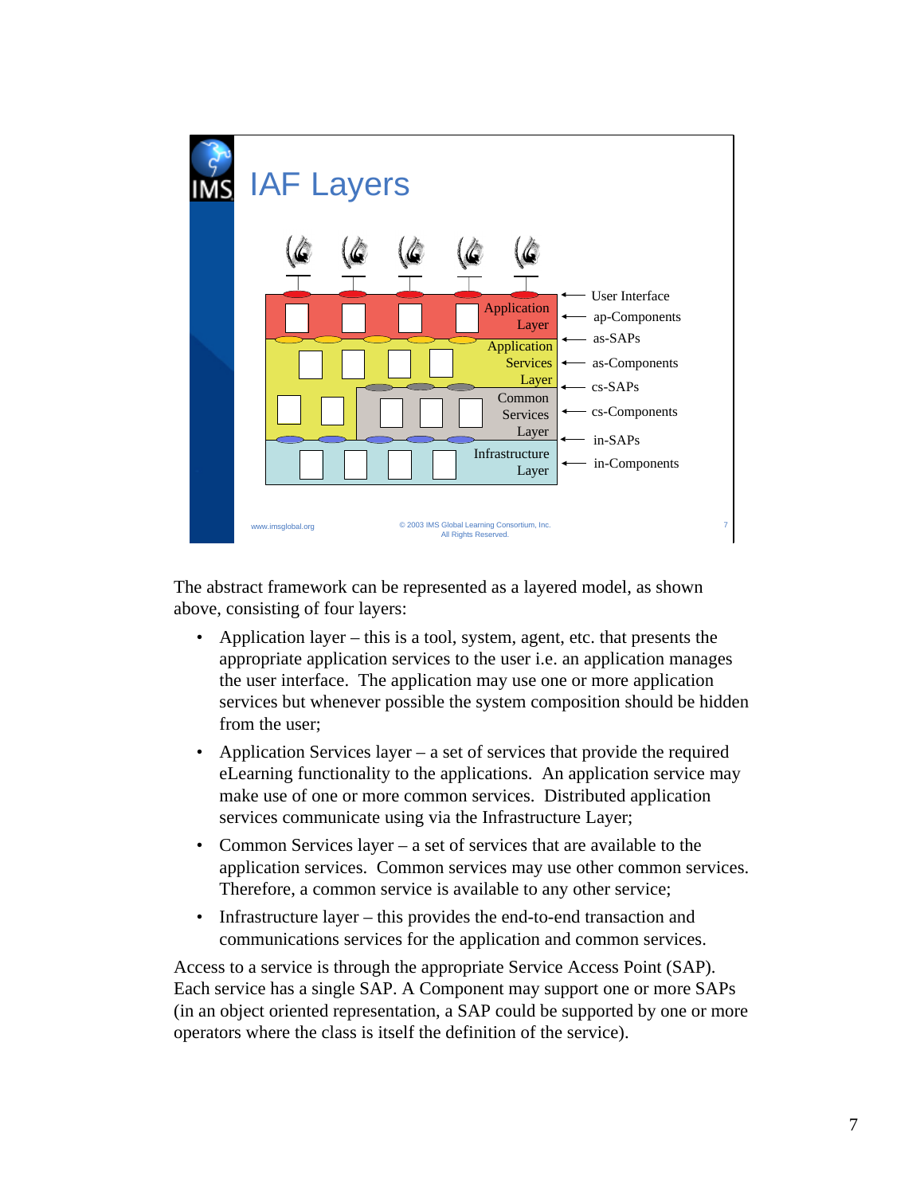# IAF Layers

User Interface
ap-Components
as-SAPs
as-Components
cs-SAPs
cs-Components
in-SAPs
in-Components

Application Layer
Application Services Layer
Common Services Layer
Infrastructure Layer

www.imsglobal.org © 2003 IMS Global Learning Consortium, Inc. All Rights Reserved.

The abstract framework can be represented as a layered model, as shown above, consisting of four layers:

- Application layer – this is a tool, system, agent, etc. that presents the appropriate application services to the user i.e. an application manages the user interface. The application may use one or more application services but whenever possible the system composition should be hidden from the user;
- Application Services layer – a set of services that provide the required eLearning functionality to the applications. An application service may make use of one or more common services. Distributed application services communicate using via the Infrastructure Layer;
- Common Services layer – a set of services that are available to the application services. Common services may use other common services. Therefore, a common service is available to any other service;
- Infrastructure layer – this provides the end-to-end transaction and communications services for the application and common services.

Access to a service is through the appropriate Service Access Point (SAP). Each service has a single SAP. A Component may support one or more SAPs (in an object oriented representation, a SAP could be supported by one or more operators where the class is itself the definition of the service).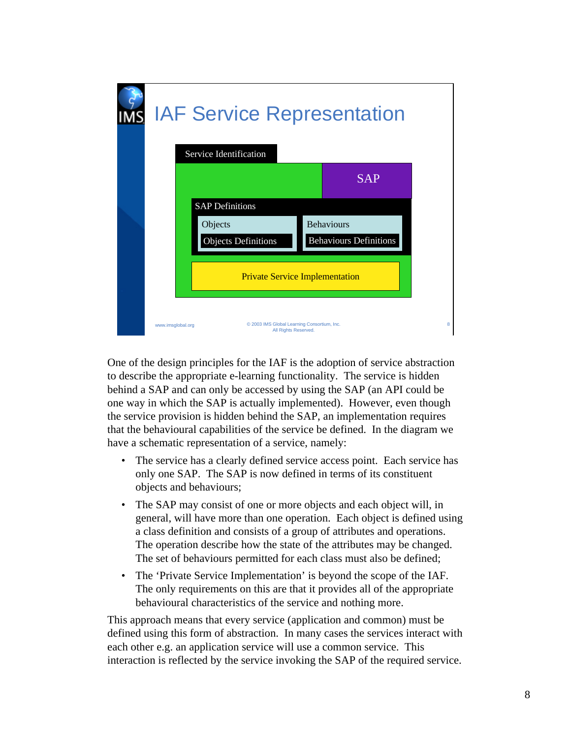# IAF Service Representation

Service Identification

SAP

SAP Definitions

Objects

Objects Definitions

Behaviours

Behaviours Definitions

Private Service Implementation

www.imsglobal.org

© 2003 IMS Global Learning Consortium, Inc. All Rights Reserved.

One of the design principles for the IAF is the adoption of service abstraction to describe the appropriate e-learning functionality. The service is hidden behind a SAP and can only be accessed by using the SAP (an API could be one way in which the SAP is actually implemented). However, even though the service provision is hidden behind the SAP, an implementation requires that the behavioural capabilities of the service be defined. In the diagram we have a schematic representation of a service, namely:

- The service has a clearly defined service access point. Each service has only one SAP. The SAP is now defined in terms of its constituent objects and behaviours;
- The SAP may consist of one or more objects and each object will, in general, will have more than one operation. Each object is defined using a class definition and consists of a group of attributes and operations. The operation describe how the state of the attributes may be changed. The set of behaviours permitted for each class must also be defined;
- The 'Private Service Implementation' is beyond the scope of the IAF. The only requirements on this are that it provides all of the appropriate behavioural characteristics of the service and nothing more.

This approach means that every service (application and common) must be defined using this form of abstraction. In many cases the services interact with each other e.g. an application service will use a common service. This interaction is reflected by the service invoking the SAP of the required service.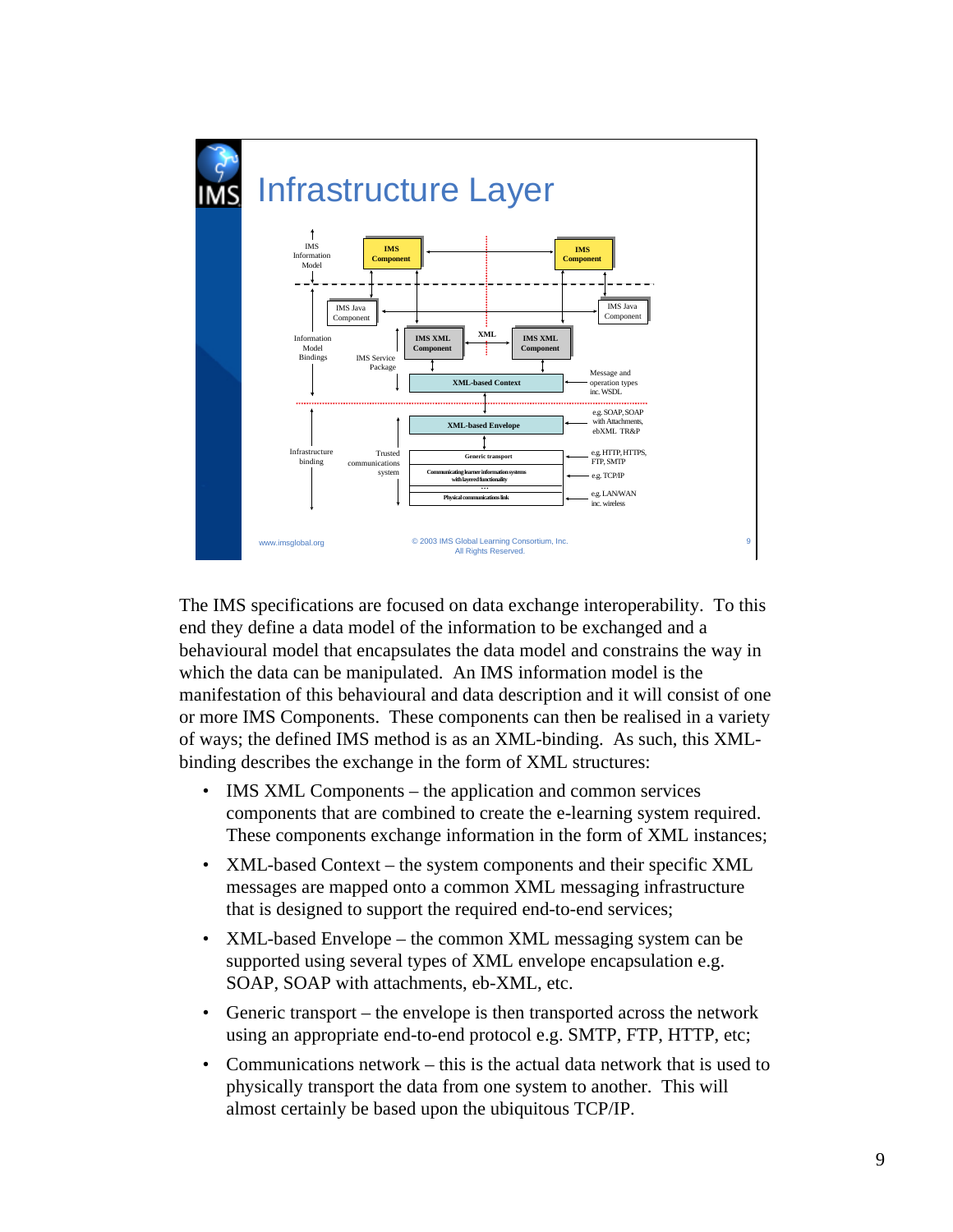# Infrastructure Layer

IMS Information Model

IMS Component — IMS Component

IMS Java Component — IMS Java Component

Information Model Bindings

IMS Service Package

IMS XML Component — XML — IMS XML Component

XML-based Context — Message and operation types inc. WSDL

XML-based Envelope — e.g. SOAP, SOAP with Attachments, ebXML TR&P

Infrastructure binding

Trusted communications system

Generic transport — e.g. HTTP, HTTPS, FTP, SMTP

Communicating learner information systems with layered functionality — e.g. TCP/IP

...

Physical communications link — e.g. LAN/WAN inc. wireless

www.imsglobal.org

© 2003 IMS Global Learning Consortium, Inc. All Rights Reserved.

The IMS specifications are focused on data exchange interoperability. To this end they define a data model of the information to be exchanged and a behavioural model that encapsulates the data model and constrains the way in which the data can be manipulated. An IMS information model is the manifestation of this behavioural and data description and it will consist of one or more IMS Components. These components can then be realised in a variety of ways; the defined IMS method is as an XML-binding. As such, this XML-binding describes the exchange in the form of XML structures:

- IMS XML Components – the application and common services components that are combined to create the e-learning system required. These components exchange information in the form of XML instances;
- XML-based Context – the system components and their specific XML messages are mapped onto a common XML messaging infrastructure that is designed to support the required end-to-end services;
- XML-based Envelope – the common XML messaging system can be supported using several types of XML envelope encapsulation e.g. SOAP, SOAP with attachments, eb-XML, etc.
- Generic transport – the envelope is then transported across the network using an appropriate end-to-end protocol e.g. SMTP, FTP, HTTP, etc;
- Communications network – this is the actual data network that is used to physically transport the data from one system to another. This will almost certainly be based upon the ubiquitous TCP/IP.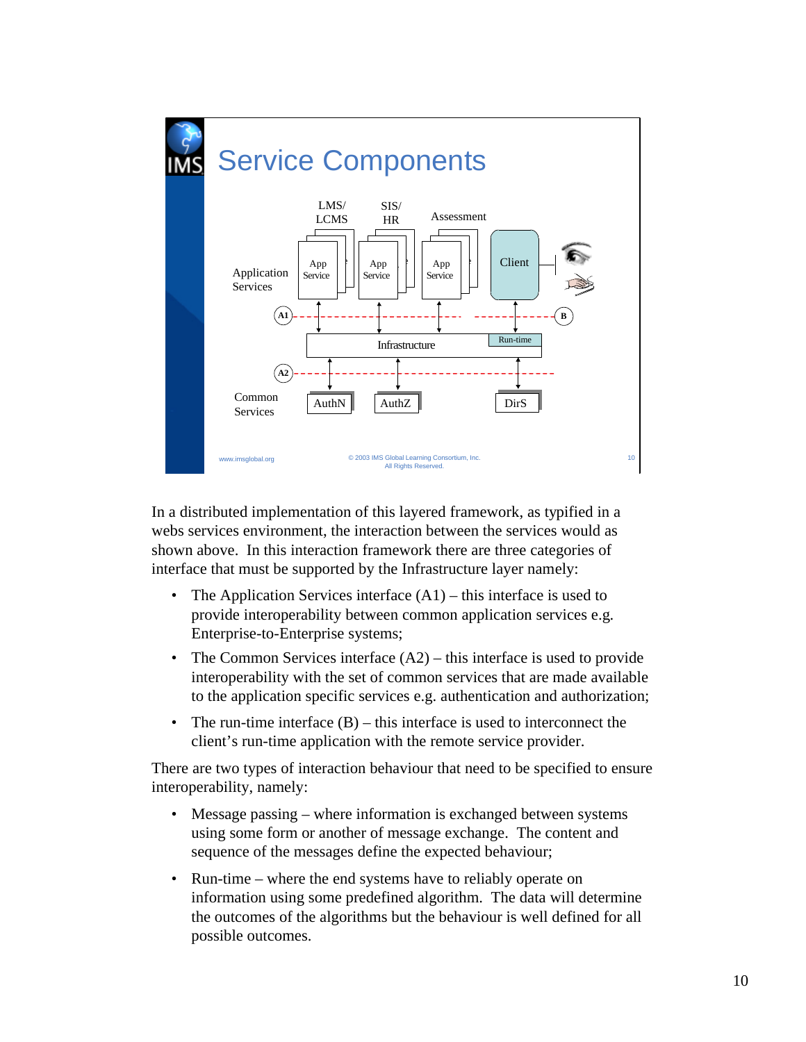# Service Components

LMS/ LCMS | SIS/ HR | Assessment

Application Services: App Service | App Service | App Service | Client

A1 — Infrastructure — Run-time — B

A2

Common Services: AuthN | AuthZ | DirS

www.imsglobal.org © 2003 IMS Global Learning Consortium, Inc. All Rights Reserved.

In a distributed implementation of this layered framework, as typified in a webs services environment, the interaction between the services would as shown above. In this interaction framework there are three categories of interface that must be supported by the Infrastructure layer namely:

- The Application Services interface (A1) – this interface is used to provide interoperability between common application services e.g. Enterprise-to-Enterprise systems;
- The Common Services interface (A2) – this interface is used to provide interoperability with the set of common services that are made available to the application specific services e.g. authentication and authorization;
- The run-time interface (B) – this interface is used to interconnect the client's run-time application with the remote service provider.

There are two types of interaction behaviour that need to be specified to ensure interoperability, namely:

- Message passing – where information is exchanged between systems using some form or another of message exchange. The content and sequence of the messages define the expected behaviour;
- Run-time – where the end systems have to reliably operate on information using some predefined algorithm. The data will determine the outcomes of the algorithms but the behaviour is well defined for all possible outcomes.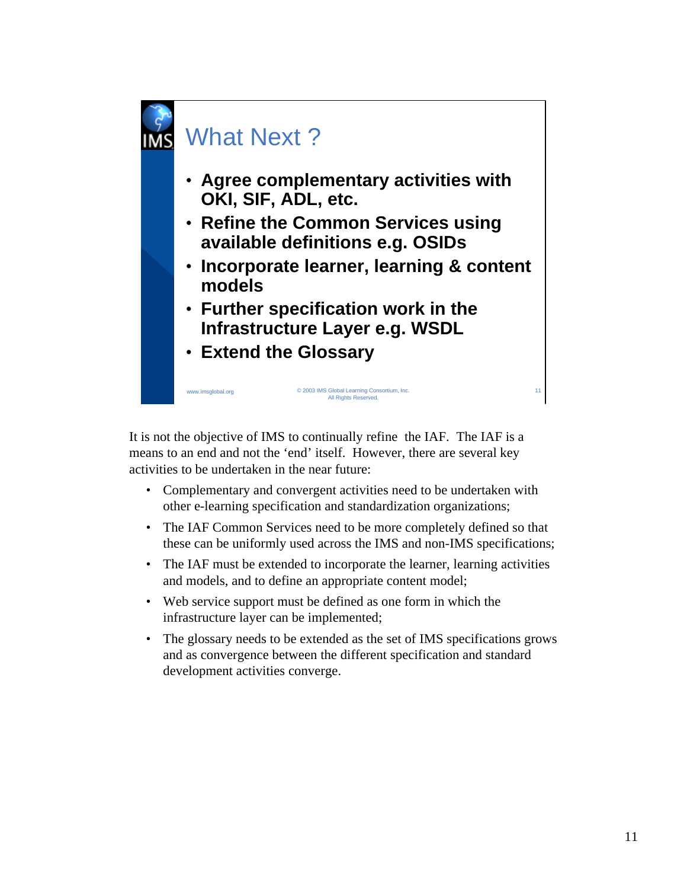## What Next ?

- **Agree complementary activities with OKI, SIF, ADL, etc.**
- **Refine the Common Services using available definitions e.g. OSIDs**
- **Incorporate learner, learning & content models**
- **Further specification work in the Infrastructure Layer e.g. WSDL**
- **Extend the Glossary**

www.imsglobal.org © 2003 IMS Global Learning Consortium, Inc. All Rights Reserved.

It is not the objective of IMS to continually refine the IAF. The IAF is a means to an end and not the 'end' itself. However, there are several key activities to be undertaken in the near future:

- Complementary and convergent activities need to be undertaken with other e-learning specification and standardization organizations;
- The IAF Common Services need to be more completely defined so that these can be uniformly used across the IMS and non-IMS specifications;
- The IAF must be extended to incorporate the learner, learning activities and models, and to define an appropriate content model;
- Web service support must be defined as one form in which the infrastructure layer can be implemented;
- The glossary needs to be extended as the set of IMS specifications grows and as convergence between the different specification and standard development activities converge.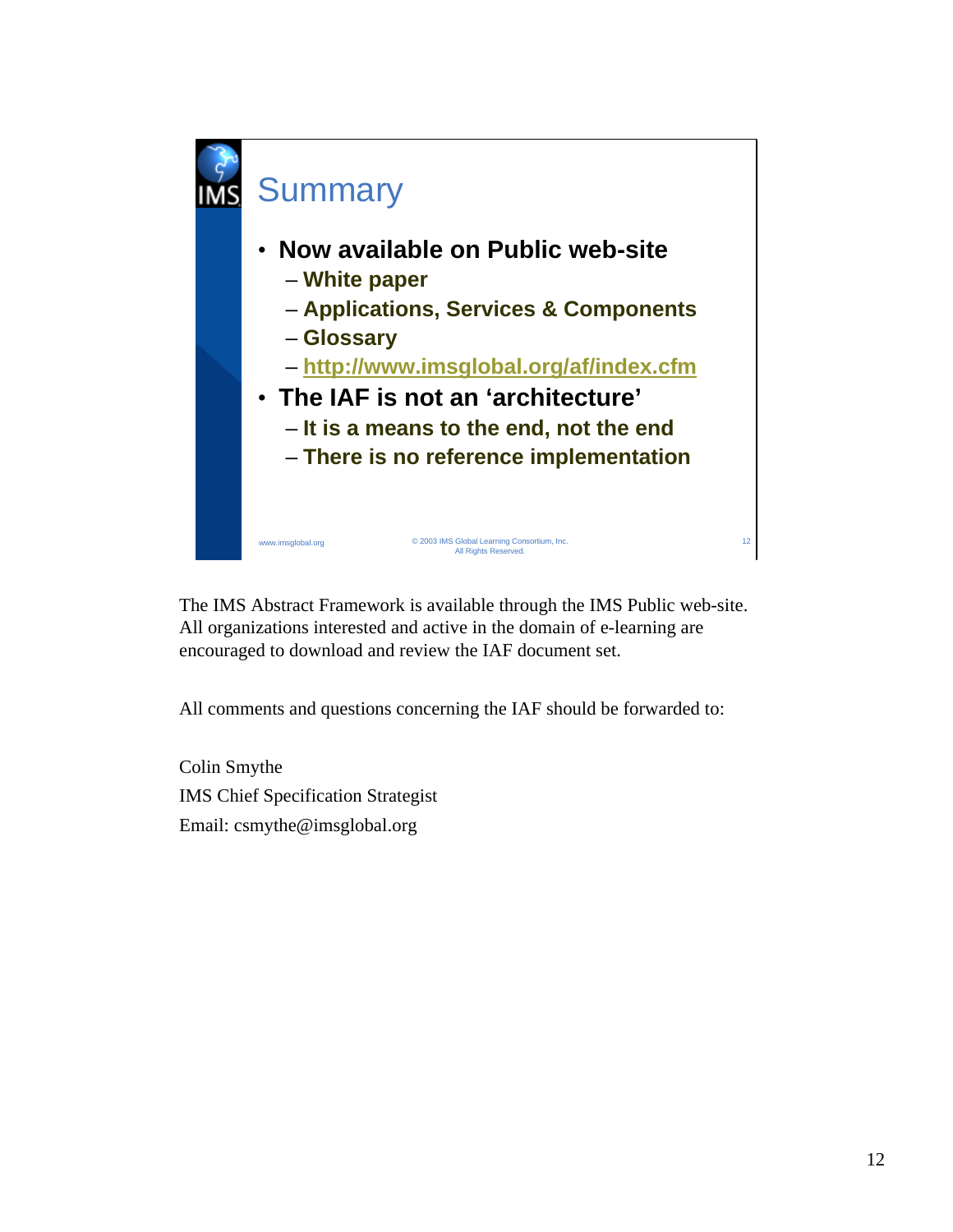## Summary

- **Now available on Public web-site**
  - **White paper**
  - **Applications, Services & Components**
  - **Glossary**
  - **http://www.imsglobal.org/af/index.cfm**
- **The IAF is not an 'architecture'**
  - **It is a means to the end, not the end**
  - **There is no reference implementation**

www.imsglobal.org

© 2003 IMS Global Learning Consortium, Inc.
All Rights Reserved.

The IMS Abstract Framework is available through the IMS Public web-site. All organizations interested and active in the domain of e-learning are encouraged to download and review the IAF document set.

All comments and questions concerning the IAF should be forwarded to:

Colin Smythe
IMS Chief Specification Strategist
Email: csmythe@imsglobal.org